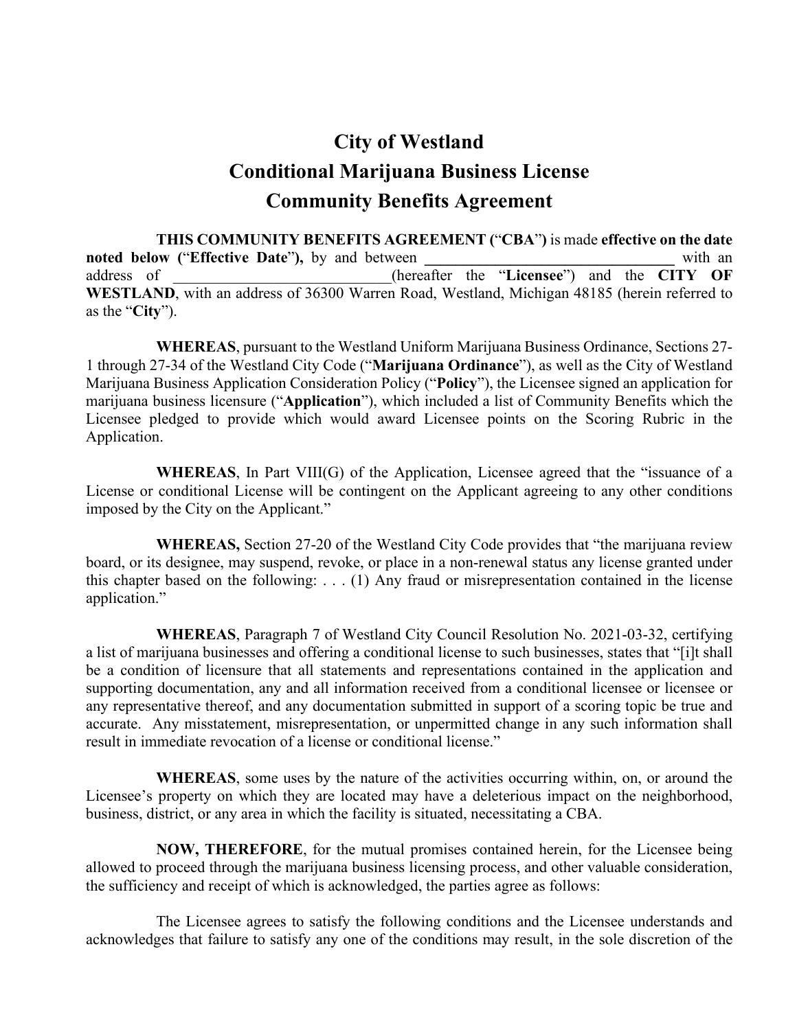# City of Westland
# Conditional Marijuana Business License
# Community Benefits Agreement

**THIS COMMUNITY BENEFITS AGREEMENT (**"**CBA**"**)** is made **effective on the date noted below (**"**Effective Date**"**),** by and between **\_\_\_\_\_\_\_\_\_\_\_\_\_\_\_\_\_\_\_\_\_\_\_\_\_\_\_\_\_\_\_\_\_** with an address of \_\_\_\_\_\_\_\_\_\_\_\_\_\_\_\_\_\_\_\_\_\_\_\_\_\_\_\_\_(hereafter the "**Licensee**") and the **CITY OF WESTLAND**, with an address of 36300 Warren Road, Westland, Michigan 48185 (herein referred to as the "**City**").

**WHEREAS**, pursuant to the Westland Uniform Marijuana Business Ordinance, Sections 27-1 through 27-34 of the Westland City Code ("**Marijuana Ordinance**"), as well as the City of Westland Marijuana Business Application Consideration Policy ("**Policy**"), the Licensee signed an application for marijuana business licensure ("**Application**"), which included a list of Community Benefits which the Licensee pledged to provide which would award Licensee points on the Scoring Rubric in the Application.

**WHEREAS**, In Part VIII(G) of the Application, Licensee agreed that the "issuance of a License or conditional License will be contingent on the Applicant agreeing to any other conditions imposed by the City on the Applicant."

**WHEREAS,** Section 27-20 of the Westland City Code provides that "the marijuana review board, or its designee, may suspend, revoke, or place in a non-renewal status any license granted under this chapter based on the following: . . . (1) Any fraud or misrepresentation contained in the license application."

**WHEREAS**, Paragraph 7 of Westland City Council Resolution No. 2021-03-32, certifying a list of marijuana businesses and offering a conditional license to such businesses, states that "[i]t shall be a condition of licensure that all statements and representations contained in the application and supporting documentation, any and all information received from a conditional licensee or licensee or any representative thereof, and any documentation submitted in support of a scoring topic be true and accurate. Any misstatement, misrepresentation, or unpermitted change in any such information shall result in immediate revocation of a license or conditional license."

**WHEREAS**, some uses by the nature of the activities occurring within, on, or around the Licensee's property on which they are located may have a deleterious impact on the neighborhood, business, district, or any area in which the facility is situated, necessitating a CBA.

**NOW, THEREFORE**, for the mutual promises contained herein, for the Licensee being allowed to proceed through the marijuana business licensing process, and other valuable consideration, the sufficiency and receipt of which is acknowledged, the parties agree as follows:

The Licensee agrees to satisfy the following conditions and the Licensee understands and acknowledges that failure to satisfy any one of the conditions may result, in the sole discretion of the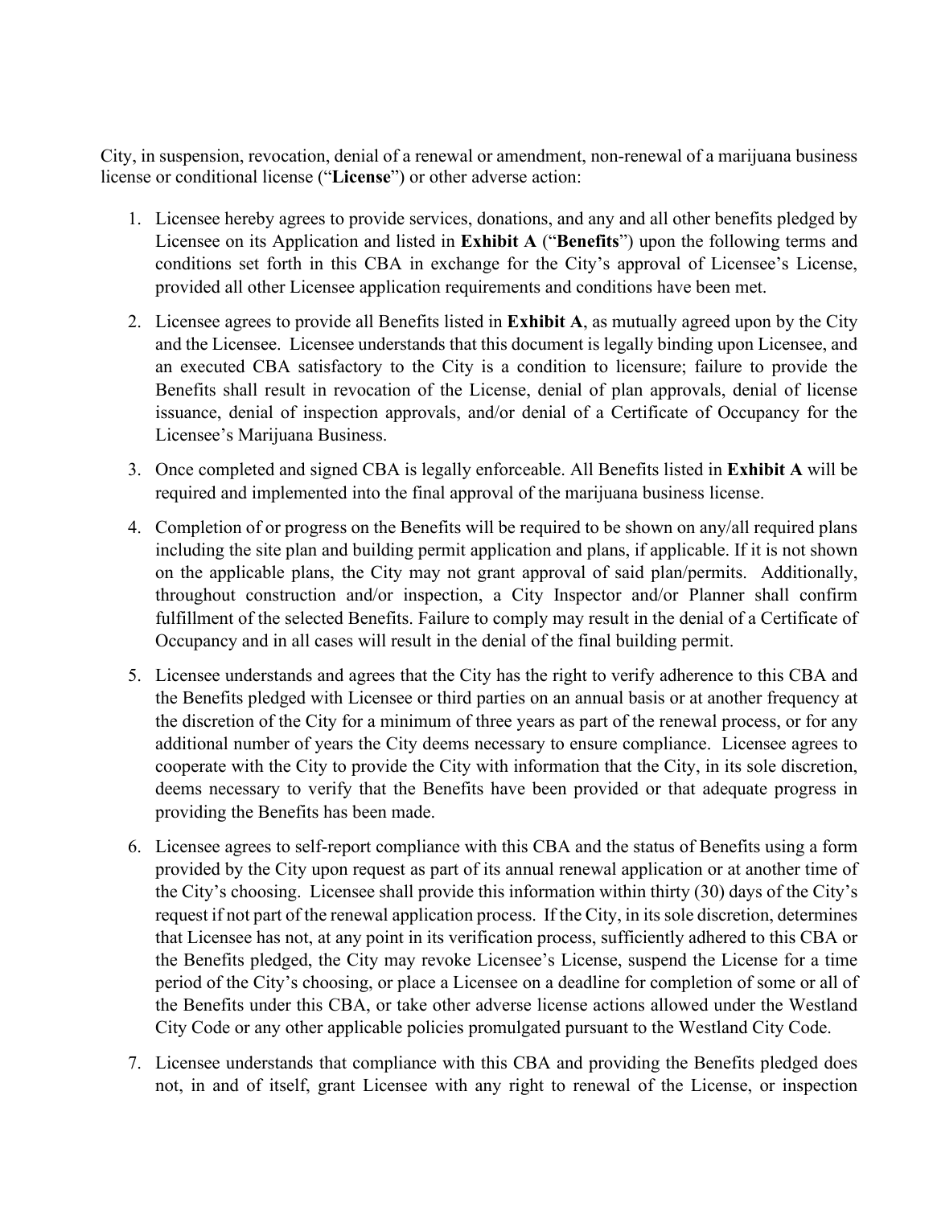City, in suspension, revocation, denial of a renewal or amendment, non-renewal of a marijuana business license or conditional license ("**License**") or other adverse action:

1. Licensee hereby agrees to provide services, donations, and any and all other benefits pledged by Licensee on its Application and listed in **Exhibit A** ("**Benefits**") upon the following terms and conditions set forth in this CBA in exchange for the City's approval of Licensee's License, provided all other Licensee application requirements and conditions have been met.

2. Licensee agrees to provide all Benefits listed in **Exhibit A**, as mutually agreed upon by the City and the Licensee. Licensee understands that this document is legally binding upon Licensee, and an executed CBA satisfactory to the City is a condition to licensure; failure to provide the Benefits shall result in revocation of the License, denial of plan approvals, denial of license issuance, denial of inspection approvals, and/or denial of a Certificate of Occupancy for the Licensee's Marijuana Business.

3. Once completed and signed CBA is legally enforceable. All Benefits listed in **Exhibit A** will be required and implemented into the final approval of the marijuana business license.

4. Completion of or progress on the Benefits will be required to be shown on any/all required plans including the site plan and building permit application and plans, if applicable. If it is not shown on the applicable plans, the City may not grant approval of said plan/permits. Additionally, throughout construction and/or inspection, a City Inspector and/or Planner shall confirm fulfillment of the selected Benefits. Failure to comply may result in the denial of a Certificate of Occupancy and in all cases will result in the denial of the final building permit.

5. Licensee understands and agrees that the City has the right to verify adherence to this CBA and the Benefits pledged with Licensee or third parties on an annual basis or at another frequency at the discretion of the City for a minimum of three years as part of the renewal process, or for any additional number of years the City deems necessary to ensure compliance. Licensee agrees to cooperate with the City to provide the City with information that the City, in its sole discretion, deems necessary to verify that the Benefits have been provided or that adequate progress in providing the Benefits has been made.

6. Licensee agrees to self-report compliance with this CBA and the status of Benefits using a form provided by the City upon request as part of its annual renewal application or at another time of the City's choosing. Licensee shall provide this information within thirty (30) days of the City's request if not part of the renewal application process. If the City, in its sole discretion, determines that Licensee has not, at any point in its verification process, sufficiently adhered to this CBA or the Benefits pledged, the City may revoke Licensee's License, suspend the License for a time period of the City's choosing, or place a Licensee on a deadline for completion of some or all of the Benefits under this CBA, or take other adverse license actions allowed under the Westland City Code or any other applicable policies promulgated pursuant to the Westland City Code.

7. Licensee understands that compliance with this CBA and providing the Benefits pledged does not, in and of itself, grant Licensee with any right to renewal of the License, or inspection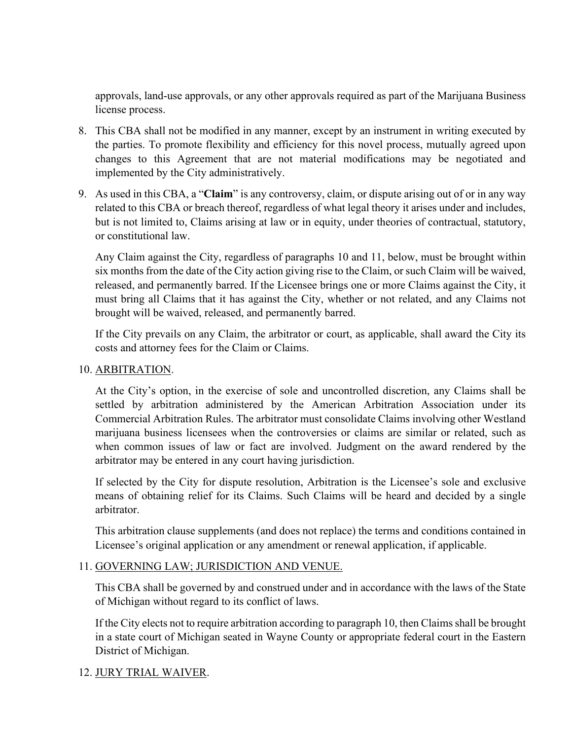approvals, land-use approvals, or any other approvals required as part of the Marijuana Business license process.

8. This CBA shall not be modified in any manner, except by an instrument in writing executed by the parties. To promote flexibility and efficiency for this novel process, mutually agreed upon changes to this Agreement that are not material modifications may be negotiated and implemented by the City administratively.

9. As used in this CBA, a "**Claim**" is any controversy, claim, or dispute arising out of or in any way related to this CBA or breach thereof, regardless of what legal theory it arises under and includes, but is not limited to, Claims arising at law or in equity, under theories of contractual, statutory, or constitutional law.

   Any Claim against the City, regardless of paragraphs 10 and 11, below, must be brought within six months from the date of the City action giving rise to the Claim, or such Claim will be waived, released, and permanently barred. If the Licensee brings one or more Claims against the City, it must bring all Claims that it has against the City, whether or not related, and any Claims not brought will be waived, released, and permanently barred.

   If the City prevails on any Claim, the arbitrator or court, as applicable, shall award the City its costs and attorney fees for the Claim or Claims.

10. <u>ARBITRATION</u>.

    At the City's option, in the exercise of sole and uncontrolled discretion, any Claims shall be settled by arbitration administered by the American Arbitration Association under its Commercial Arbitration Rules. The arbitrator must consolidate Claims involving other Westland marijuana business licensees when the controversies or claims are similar or related, such as when common issues of law or fact are involved. Judgment on the award rendered by the arbitrator may be entered in any court having jurisdiction.

    If selected by the City for dispute resolution, Arbitration is the Licensee's sole and exclusive means of obtaining relief for its Claims. Such Claims will be heard and decided by a single arbitrator.

    This arbitration clause supplements (and does not replace) the terms and conditions contained in Licensee's original application or any amendment or renewal application, if applicable.

11. <u>GOVERNING LAW; JURISDICTION AND VENUE.</u>

    This CBA shall be governed by and construed under and in accordance with the laws of the State of Michigan without regard to its conflict of laws.

    If the City elects not to require arbitration according to paragraph 10, then Claims shall be brought in a state court of Michigan seated in Wayne County or appropriate federal court in the Eastern District of Michigan.

12. <u>JURY TRIAL WAIVER</u>.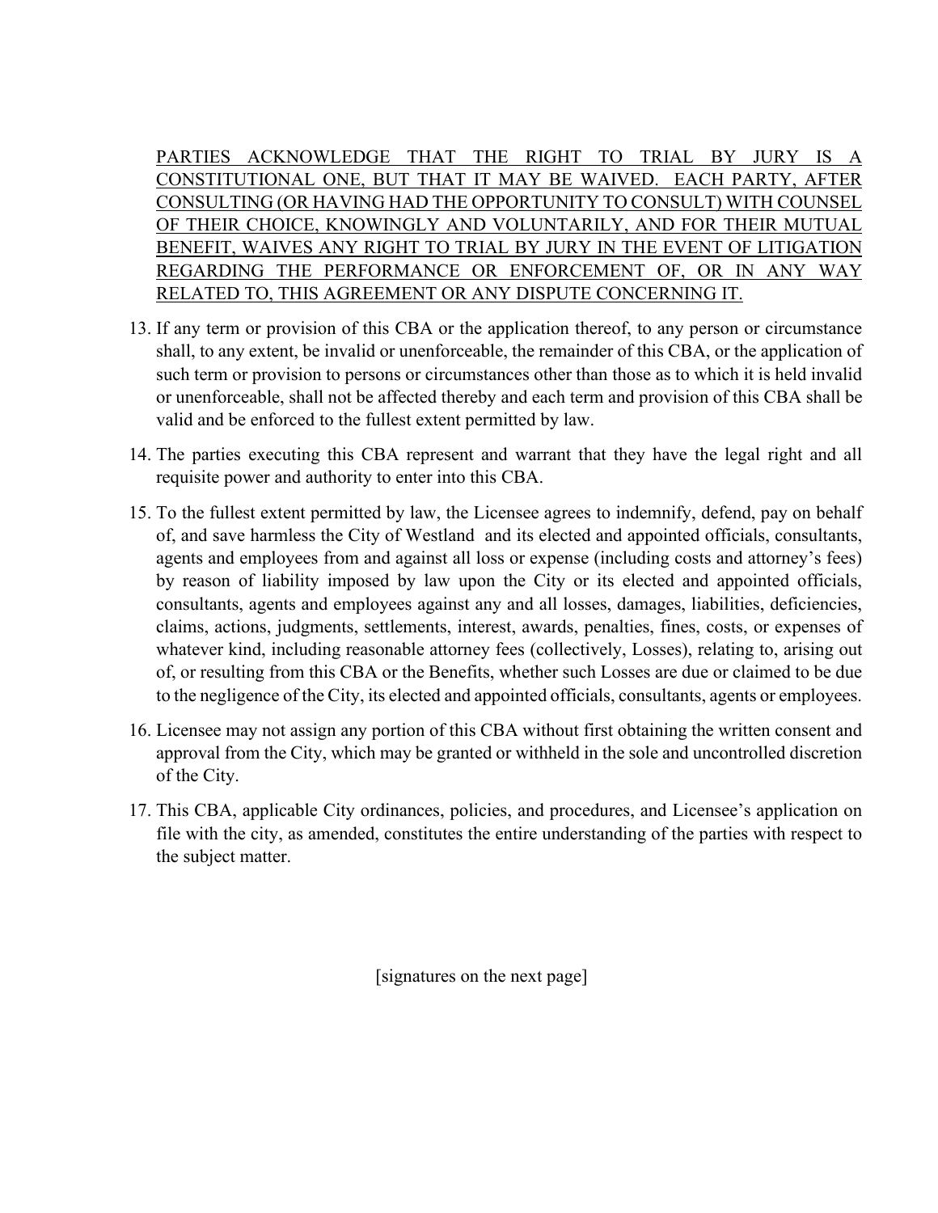PARTIES ACKNOWLEDGE THAT THE RIGHT TO TRIAL BY JURY IS A CONSTITUTIONAL ONE, BUT THAT IT MAY BE WAIVED. EACH PARTY, AFTER CONSULTING (OR HAVING HAD THE OPPORTUNITY TO CONSULT) WITH COUNSEL OF THEIR CHOICE, KNOWINGLY AND VOLUNTARILY, AND FOR THEIR MUTUAL BENEFIT, WAIVES ANY RIGHT TO TRIAL BY JURY IN THE EVENT OF LITIGATION REGARDING THE PERFORMANCE OR ENFORCEMENT OF, OR IN ANY WAY RELATED TO, THIS AGREEMENT OR ANY DISPUTE CONCERNING IT.

13. If any term or provision of this CBA or the application thereof, to any person or circumstance shall, to any extent, be invalid or unenforceable, the remainder of this CBA, or the application of such term or provision to persons or circumstances other than those as to which it is held invalid or unenforceable, shall not be affected thereby and each term and provision of this CBA shall be valid and be enforced to the fullest extent permitted by law.

14. The parties executing this CBA represent and warrant that they have the legal right and all requisite power and authority to enter into this CBA.

15. To the fullest extent permitted by law, the Licensee agrees to indemnify, defend, pay on behalf of, and save harmless the City of Westland and its elected and appointed officials, consultants, agents and employees from and against all loss or expense (including costs and attorney's fees) by reason of liability imposed by law upon the City or its elected and appointed officials, consultants, agents and employees against any and all losses, damages, liabilities, deficiencies, claims, actions, judgments, settlements, interest, awards, penalties, fines, costs, or expenses of whatever kind, including reasonable attorney fees (collectively, Losses), relating to, arising out of, or resulting from this CBA or the Benefits, whether such Losses are due or claimed to be due to the negligence of the City, its elected and appointed officials, consultants, agents or employees.

16. Licensee may not assign any portion of this CBA without first obtaining the written consent and approval from the City, which may be granted or withheld in the sole and uncontrolled discretion of the City.

17. This CBA, applicable City ordinances, policies, and procedures, and Licensee's application on file with the city, as amended, constitutes the entire understanding of the parties with respect to the subject matter.

[signatures on the next page]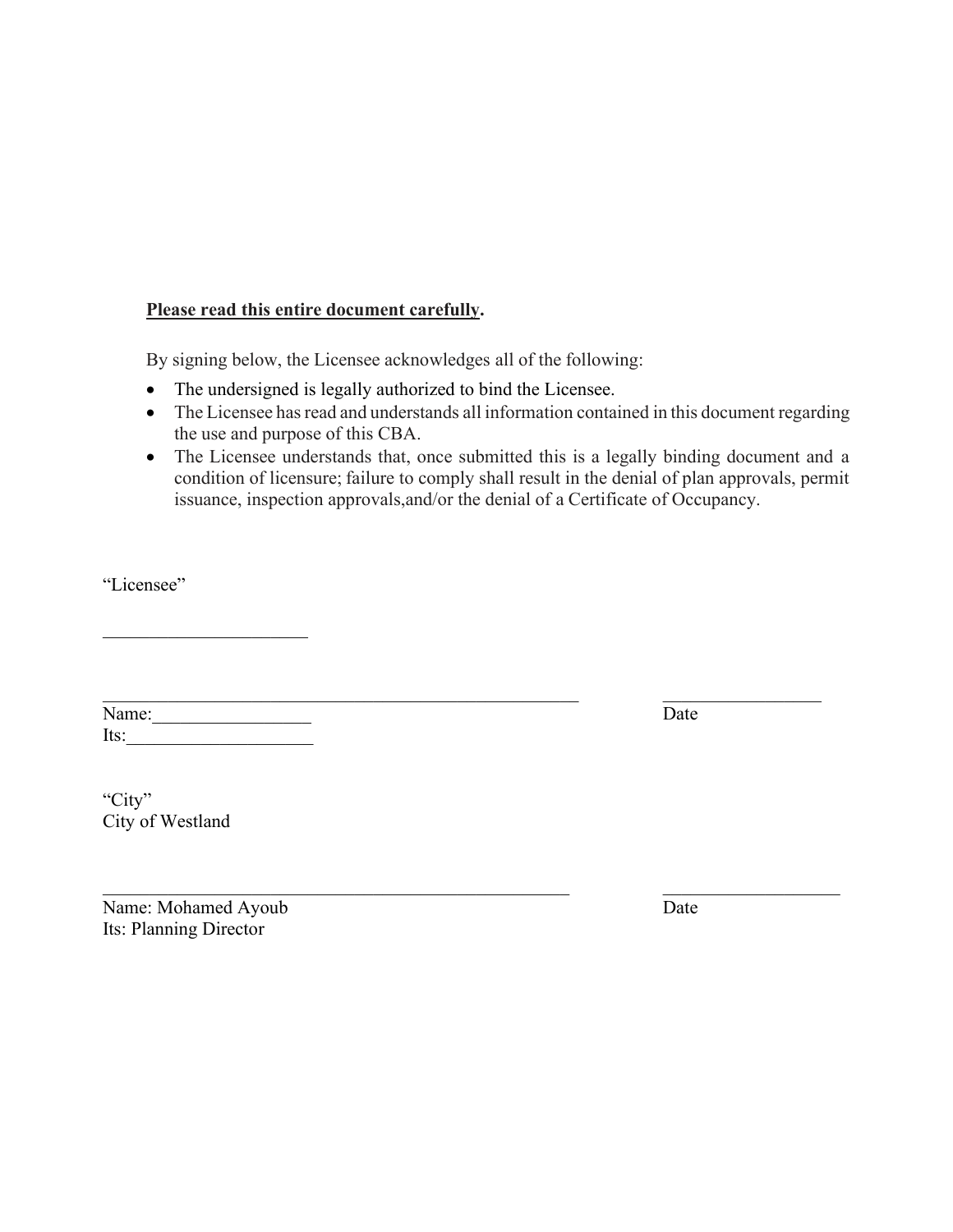**<u>Please read this entire document carefully</u>.**

By signing below, the Licensee acknowledges all of the following:

- The undersigned is legally authorized to bind the Licensee.
- The Licensee has read and understands all information contained in this document regarding the use and purpose of this CBA.
- The Licensee understands that, once submitted this is a legally binding document and a condition of licensure; failure to comply shall result in the denial of plan approvals, permit issuance, inspection approvals,and/or the denial of a Certificate of Occupancy.

"Licensee"

______________________

____________________________________________________ __________________
Name:_________________ Date
Its:____________________

"City"
City of Westland

___________________________________________________ ___________________
Name: Mohamed Ayoub Date
Its: Planning Director